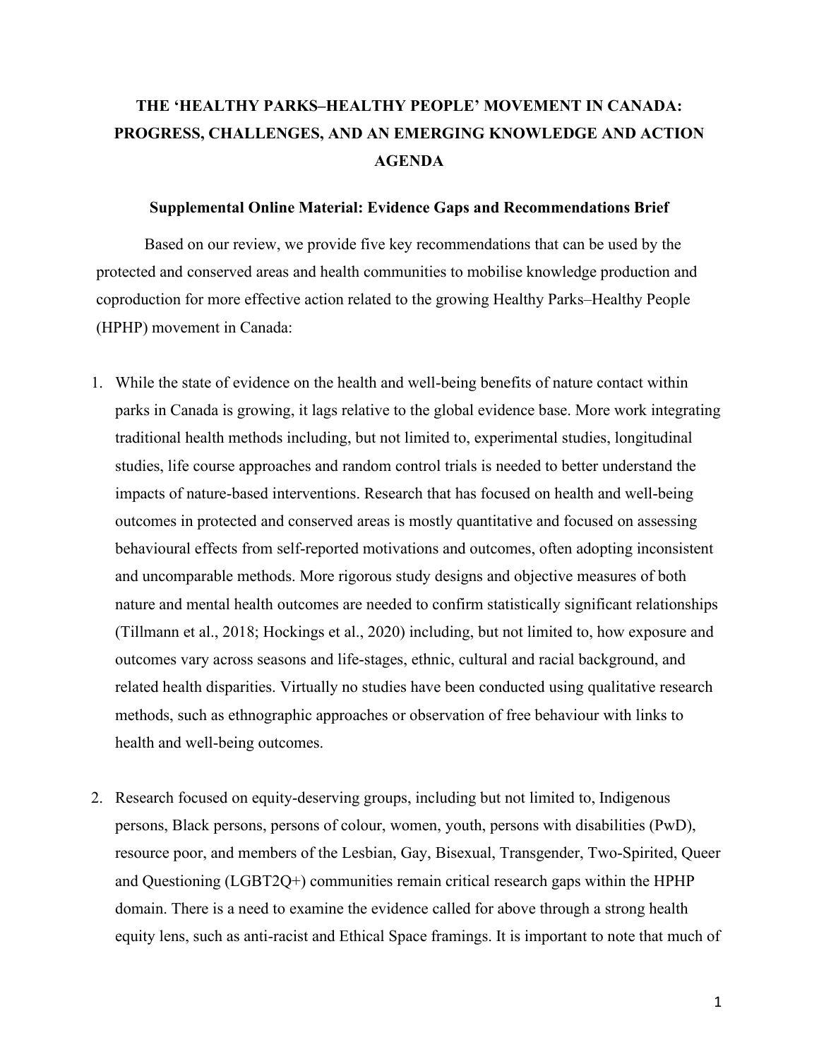# THE 'HEALTHY PARKS–HEALTHY PEOPLE' MOVEMENT IN CANADA: PROGRESS, CHALLENGES, AND AN EMERGING KNOWLEDGE AND ACTION AGENDA

### Supplemental Online Material: Evidence Gaps and Recommendations Brief

Based on our review, we provide five key recommendations that can be used by the protected and conserved areas and health communities to mobilise knowledge production and coproduction for more effective action related to the growing Healthy Parks–Healthy People (HPHP) movement in Canada:

1. While the state of evidence on the health and well-being benefits of nature contact within parks in Canada is growing, it lags relative to the global evidence base. More work integrating traditional health methods including, but not limited to, experimental studies, longitudinal studies, life course approaches and random control trials is needed to better understand the impacts of nature-based interventions. Research that has focused on health and well-being outcomes in protected and conserved areas is mostly quantitative and focused on assessing behavioural effects from self-reported motivations and outcomes, often adopting inconsistent and uncomparable methods. More rigorous study designs and objective measures of both nature and mental health outcomes are needed to confirm statistically significant relationships (Tillmann et al., 2018; Hockings et al., 2020) including, but not limited to, how exposure and outcomes vary across seasons and life-stages, ethnic, cultural and racial background, and related health disparities. Virtually no studies have been conducted using qualitative research methods, such as ethnographic approaches or observation of free behaviour with links to health and well-being outcomes.

2. Research focused on equity-deserving groups, including but not limited to, Indigenous persons, Black persons, persons of colour, women, youth, persons with disabilities (PwD), resource poor, and members of the Lesbian, Gay, Bisexual, Transgender, Two-Spirited, Queer and Questioning (LGBT2Q+) communities remain critical research gaps within the HPHP domain. There is a need to examine the evidence called for above through a strong health equity lens, such as anti-racist and Ethical Space framings. It is important to note that much of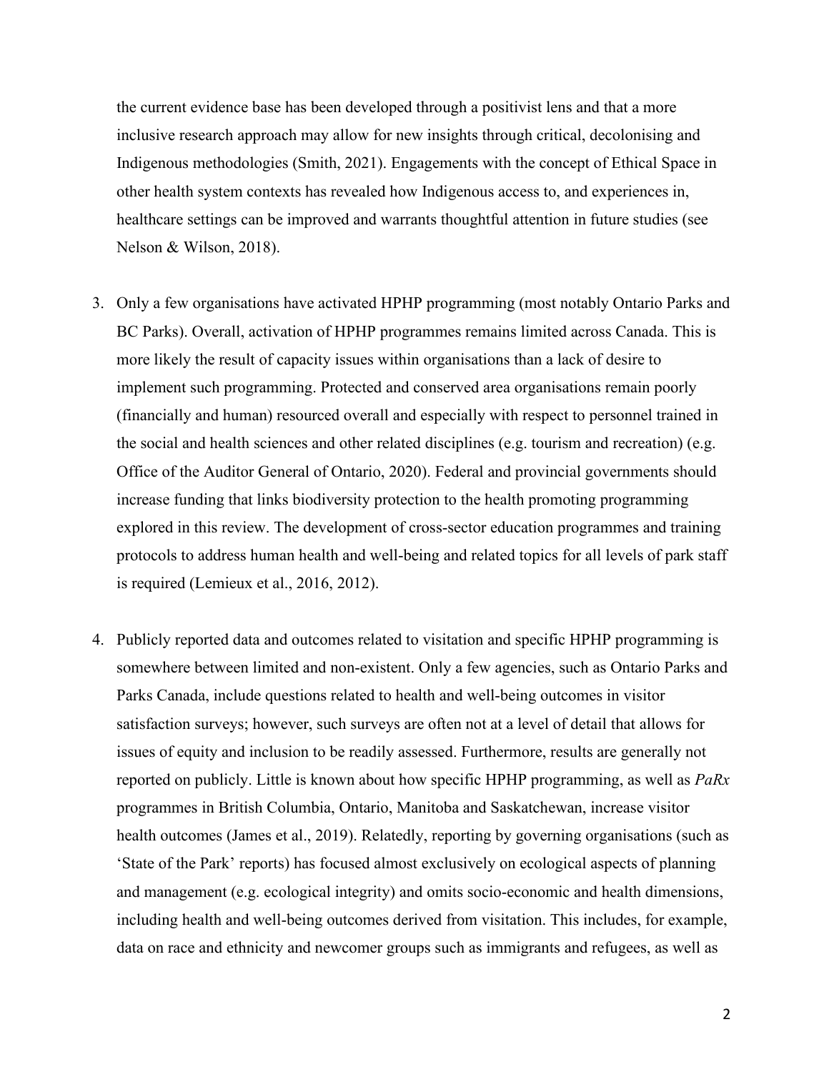the current evidence base has been developed through a positivist lens and that a more inclusive research approach may allow for new insights through critical, decolonising and Indigenous methodologies (Smith, 2021). Engagements with the concept of Ethical Space in other health system contexts has revealed how Indigenous access to, and experiences in, healthcare settings can be improved and warrants thoughtful attention in future studies (see Nelson & Wilson, 2018).

3. Only a few organisations have activated HPHP programming (most notably Ontario Parks and BC Parks). Overall, activation of HPHP programmes remains limited across Canada. This is more likely the result of capacity issues within organisations than a lack of desire to implement such programming. Protected and conserved area organisations remain poorly (financially and human) resourced overall and especially with respect to personnel trained in the social and health sciences and other related disciplines (e.g. tourism and recreation) (e.g. Office of the Auditor General of Ontario, 2020). Federal and provincial governments should increase funding that links biodiversity protection to the health promoting programming explored in this review. The development of cross-sector education programmes and training protocols to address human health and well-being and related topics for all levels of park staff is required (Lemieux et al., 2016, 2012).

4. Publicly reported data and outcomes related to visitation and specific HPHP programming is somewhere between limited and non-existent. Only a few agencies, such as Ontario Parks and Parks Canada, include questions related to health and well-being outcomes in visitor satisfaction surveys; however, such surveys are often not at a level of detail that allows for issues of equity and inclusion to be readily assessed. Furthermore, results are generally not reported on publicly. Little is known about how specific HPHP programming, as well as *PaRx* programmes in British Columbia, Ontario, Manitoba and Saskatchewan, increase visitor health outcomes (James et al., 2019). Relatedly, reporting by governing organisations (such as 'State of the Park' reports) has focused almost exclusively on ecological aspects of planning and management (e.g. ecological integrity) and omits socio-economic and health dimensions, including health and well-being outcomes derived from visitation. This includes, for example, data on race and ethnicity and newcomer groups such as immigrants and refugees, as well as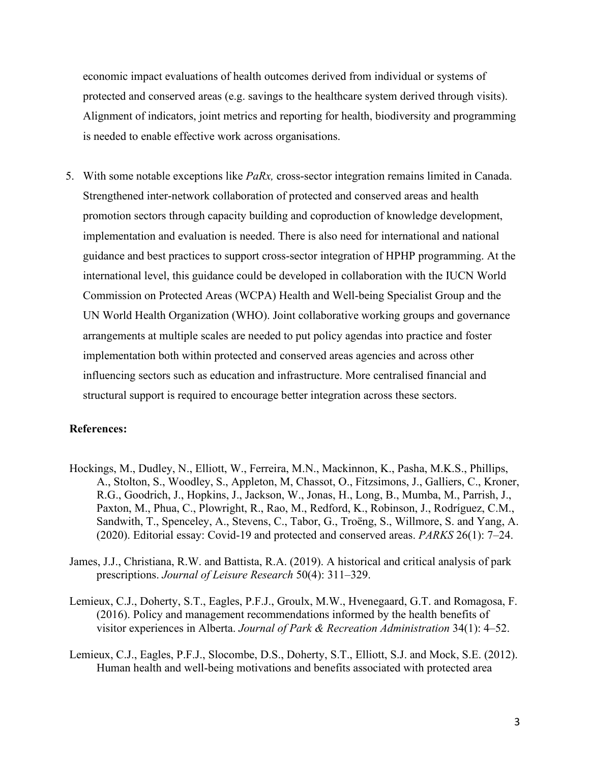economic impact evaluations of health outcomes derived from individual or systems of protected and conserved areas (e.g. savings to the healthcare system derived through visits). Alignment of indicators, joint metrics and reporting for health, biodiversity and programming is needed to enable effective work across organisations.

5. With some notable exceptions like *PaRx,* cross-sector integration remains limited in Canada. Strengthened inter-network collaboration of protected and conserved areas and health promotion sectors through capacity building and coproduction of knowledge development, implementation and evaluation is needed. There is also need for international and national guidance and best practices to support cross-sector integration of HPHP programming. At the international level, this guidance could be developed in collaboration with the IUCN World Commission on Protected Areas (WCPA) Health and Well-being Specialist Group and the UN World Health Organization (WHO). Joint collaborative working groups and governance arrangements at multiple scales are needed to put policy agendas into practice and foster implementation both within protected and conserved areas agencies and across other influencing sectors such as education and infrastructure. More centralised financial and structural support is required to encourage better integration across these sectors.

**References:**

Hockings, M., Dudley, N., Elliott, W., Ferreira, M.N., Mackinnon, K., Pasha, M.K.S., Phillips, A., Stolton, S., Woodley, S., Appleton, M, Chassot, O., Fitzsimons, J., Galliers, C., Kroner, R.G., Goodrich, J., Hopkins, J., Jackson, W., Jonas, H., Long, B., Mumba, M., Parrish, J., Paxton, M., Phua, C., Plowright, R., Rao, M., Redford, K., Robinson, J., Rodríguez, C.M., Sandwith, T., Spenceley, A., Stevens, C., Tabor, G., Troëng, S., Willmore, S. and Yang, A. (2020). Editorial essay: Covid-19 and protected and conserved areas. *PARKS* 26(1): 7–24.

James, J.J., Christiana, R.W. and Battista, R.A. (2019). A historical and critical analysis of park prescriptions. *Journal of Leisure Research* 50(4): 311–329.

Lemieux, C.J., Doherty, S.T., Eagles, P.F.J., Groulx, M.W., Hvenegaard, G.T. and Romagosa, F. (2016). Policy and management recommendations informed by the health benefits of visitor experiences in Alberta. *Journal of Park & Recreation Administration* 34(1): 4–52.

Lemieux, C.J., Eagles, P.F.J., Slocombe, D.S., Doherty, S.T., Elliott, S.J. and Mock, S.E. (2012). Human health and well-being motivations and benefits associated with protected area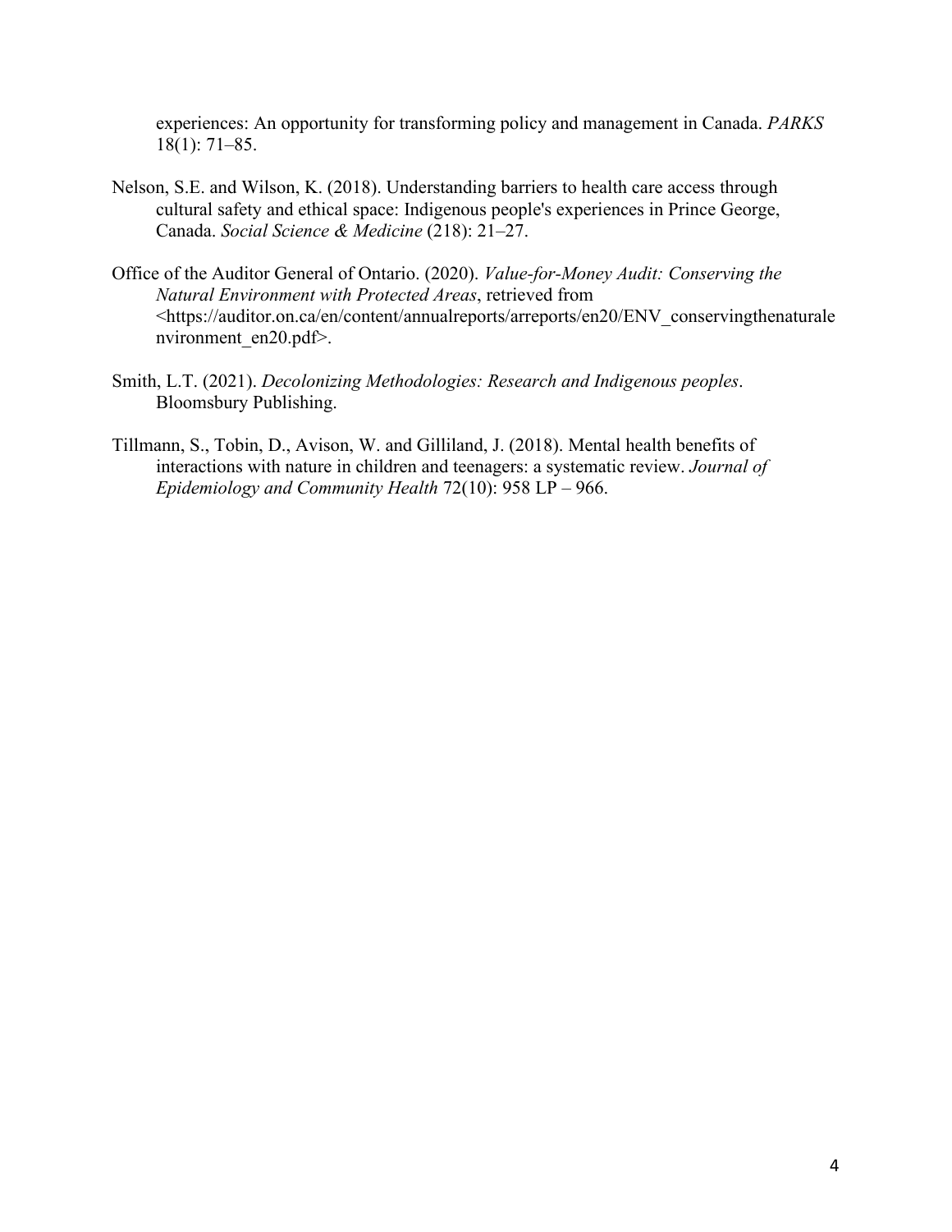experiences: An opportunity for transforming policy and management in Canada. *PARKS* 18(1): 71–85.

Nelson, S.E. and Wilson, K. (2018). Understanding barriers to health care access through cultural safety and ethical space: Indigenous people's experiences in Prince George, Canada. *Social Science & Medicine* (218): 21–27.

Office of the Auditor General of Ontario. (2020). *Value-for-Money Audit: Conserving the Natural Environment with Protected Areas*, retrieved from <https://auditor.on.ca/en/content/annualreports/arreports/en20/ENV_conservingthenaturalenvironment_en20.pdf>.

Smith, L.T. (2021). *Decolonizing Methodologies: Research and Indigenous peoples*. Bloomsbury Publishing.

Tillmann, S., Tobin, D., Avison, W. and Gilliland, J. (2018). Mental health benefits of interactions with nature in children and teenagers: a systematic review. *Journal of Epidemiology and Community Health* 72(10): 958 LP – 966.